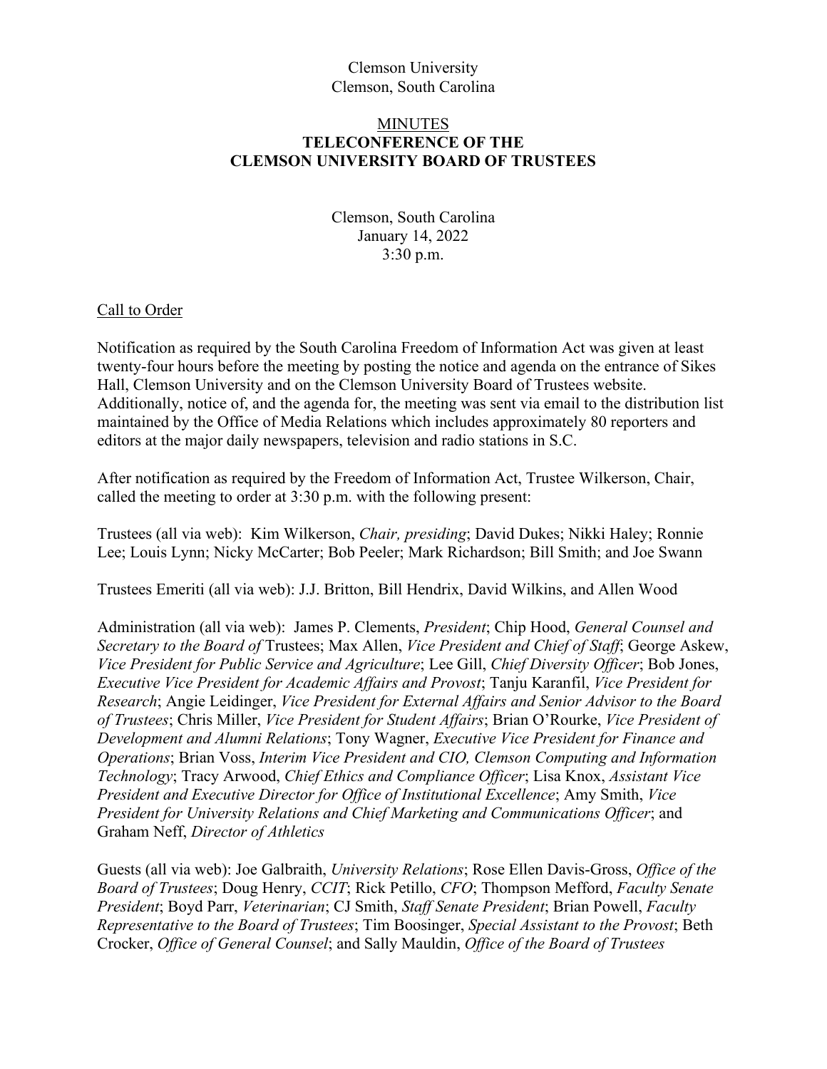Clemson University
Clemson, South Carolina

<u>MINUTES</u>

**TELECONFERENCE OF THE**
**CLEMSON UNIVERSITY BOARD OF TRUSTEES**

Clemson, South Carolina
January 14, 2022
3:30 p.m.

<u>Call to Order</u>

Notification as required by the South Carolina Freedom of Information Act was given at least twenty-four hours before the meeting by posting the notice and agenda on the entrance of Sikes Hall, Clemson University and on the Clemson University Board of Trustees website. Additionally, notice of, and the agenda for, the meeting was sent via email to the distribution list maintained by the Office of Media Relations which includes approximately 80 reporters and editors at the major daily newspapers, television and radio stations in S.C.

After notification as required by the Freedom of Information Act, Trustee Wilkerson, Chair, called the meeting to order at 3:30 p.m. with the following present:

Trustees (all via web): Kim Wilkerson, *Chair, presiding*; David Dukes; Nikki Haley; Ronnie Lee; Louis Lynn; Nicky McCarter; Bob Peeler; Mark Richardson; Bill Smith; and Joe Swann

Trustees Emeriti (all via web): J.J. Britton, Bill Hendrix, David Wilkins, and Allen Wood

Administration (all via web): James P. Clements, *President*; Chip Hood, *General Counsel and Secretary to the Board of* Trustees; Max Allen, *Vice President and Chief of Staff*; George Askew, *Vice President for Public Service and Agriculture*; Lee Gill, *Chief Diversity Officer*; Bob Jones, *Executive Vice President for Academic Affairs and Provost*; Tanju Karanfil, *Vice President for Research*; Angie Leidinger, *Vice President for External Affairs and Senior Advisor to the Board of Trustees*; Chris Miller, *Vice President for Student Affairs*; Brian O'Rourke, *Vice President of Development and Alumni Relations*; Tony Wagner, *Executive Vice President for Finance and Operations*; Brian Voss, *Interim Vice President and CIO, Clemson Computing and Information Technology*; Tracy Arwood, *Chief Ethics and Compliance Officer*; Lisa Knox, *Assistant Vice President and Executive Director for Office of Institutional Excellence*; Amy Smith, *Vice President for University Relations and Chief Marketing and Communications Officer*; and Graham Neff, *Director of Athletics*

Guests (all via web): Joe Galbraith, *University Relations*; Rose Ellen Davis-Gross, *Office of the Board of Trustees*; Doug Henry, *CCIT*; Rick Petillo, *CFO*; Thompson Mefford, *Faculty Senate President*; Boyd Parr, *Veterinarian*; CJ Smith, *Staff Senate President*; Brian Powell, *Faculty Representative to the Board of Trustees*; Tim Boosinger, *Special Assistant to the Provost*; Beth Crocker, *Office of General Counsel*; and Sally Mauldin, *Office of the Board of Trustees*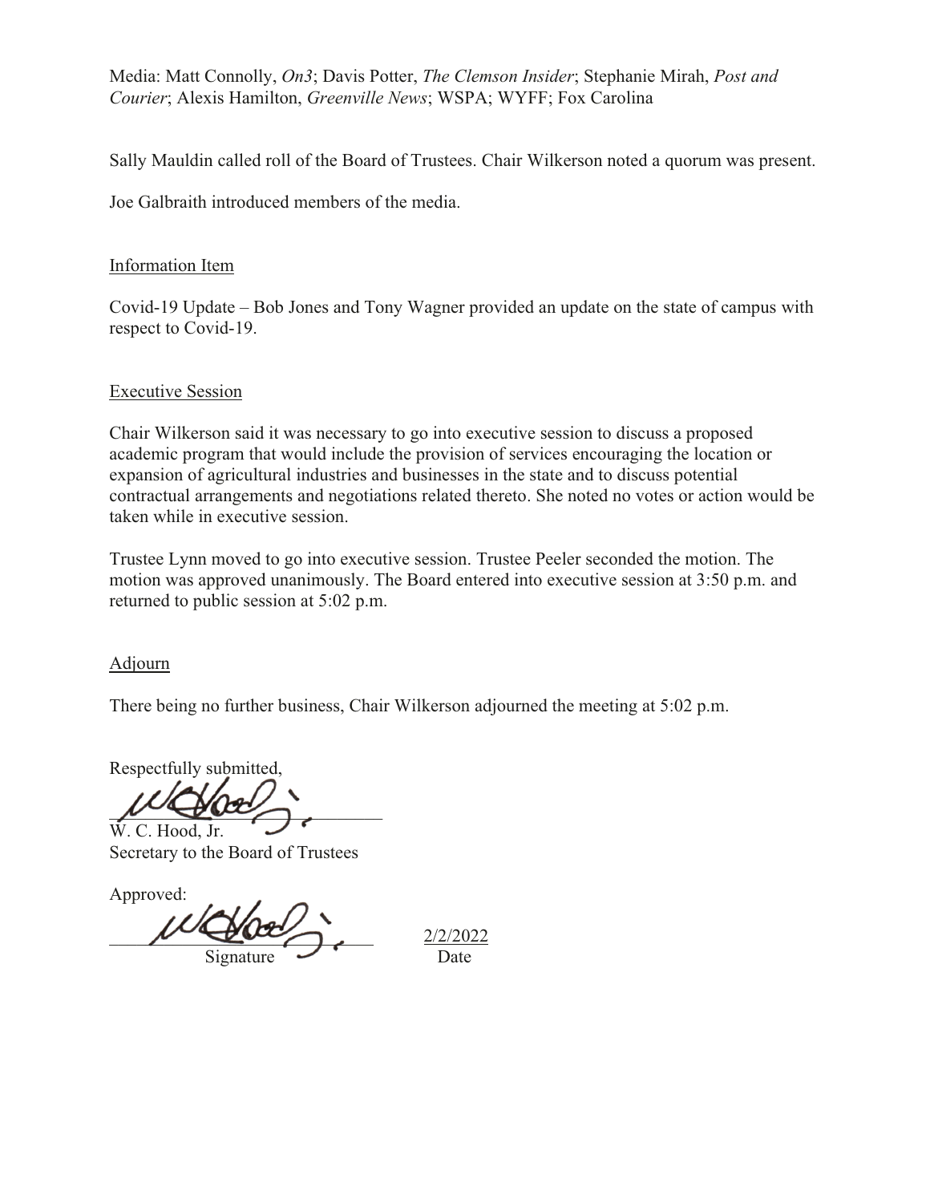Media: Matt Connolly, *On3*; Davis Potter, *The Clemson Insider*; Stephanie Mirah, *Post and Courier*; Alexis Hamilton, *Greenville News*; WSPA; WYFF; Fox Carolina

Sally Mauldin called roll of the Board of Trustees. Chair Wilkerson noted a quorum was present.

Joe Galbraith introduced members of the media.

## Information Item

Covid-19 Update – Bob Jones and Tony Wagner provided an update on the state of campus with respect to Covid-19.

## Executive Session

Chair Wilkerson said it was necessary to go into executive session to discuss a proposed academic program that would include the provision of services encouraging the location or expansion of agricultural industries and businesses in the state and to discuss potential contractual arrangements and negotiations related thereto. She noted no votes or action would be taken while in executive session.

Trustee Lynn moved to go into executive session. Trustee Peeler seconded the motion. The motion was approved unanimously. The Board entered into executive session at 3:50 p.m. and returned to public session at 5:02 p.m.

## Adjourn

There being no further business, Chair Wilkerson adjourned the meeting at 5:02 p.m.

Respectfully submitted,

W. C. Hood, Jr.
Secretary to the Board of Trustees

Approved:

Signature    2/2/2022
Date